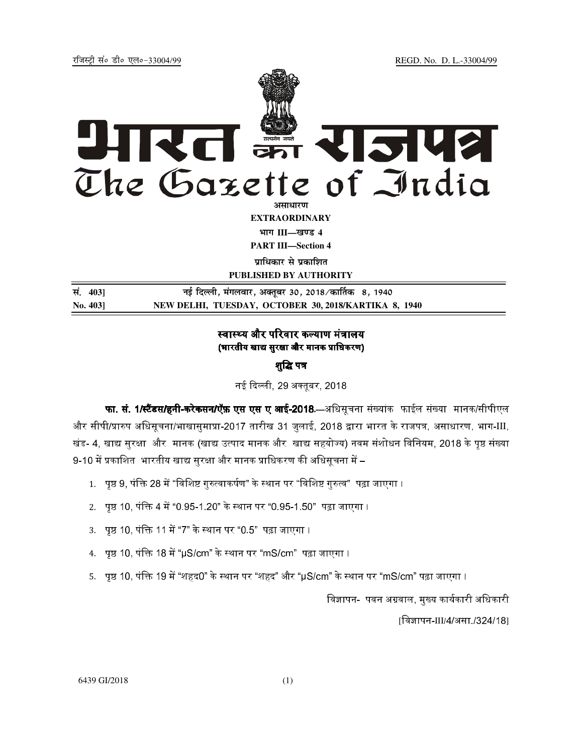रजिस्ट्री सं० डी० एल०-33004/99 REGD. No. D. L.-33004/99

# भारत का राजपत्र
# The Gazette of India

असाधारण
**EXTRAORDINARY**

भाग III—खण्ड 4
**PART III—Section 4**

प्राधिकार से प्रकाशित
**PUBLISHED BY AUTHORITY**

| | |
|---|---|
| सं. 403] | नई दिल्ली, मंगलवार, अक्तूबर 30, 2018/कार्तिक 8, 1940 |
| No. 403] | NEW DELHI, TUESDAY, OCTOBER 30, 2018/KARTIKA 8, 1940 |

## स्वास्थ्य और परिवार कल्याण मंत्रालय
### (भारतीय खाद्य सुरक्षा और मानक प्राधिकरण)

### शुद्धि पत्र

नई दिल्ली, 29 अक्तूबर, 2018

**फा. सं. 1/स्टैंडस/हनी-करेकसन/ऐफ़ एस एस ए आई-2018.**—अधिसूचना संख्यांक फाईल संख्या मानक/सीपीएल और सीपी/प्रारुप अधिसूचना/भाखासुमाप्रा-2017 तारीख 31 जुलाई, 2018 द्वारा भारत के राजपत्र, असाधारण, भाग-III, खंड- 4, खाद्य सुरक्षा और मानक (खाद्य उत्पाद मानक और खाद्य सहयोज्य) नवम संशोधन विनियम, 2018 के पृष्ठ संख्या 9-10 में प्रकाशित भारतीय खाद्य सुरक्षा और मानक प्राधिकरण की अधिसूचना में –

1. पृष्ठ 9, पंक्ति 28 में "विशिष्ट गुरुत्वाकर्षण" के स्थान पर "विशिष्ट गुरुत्व" पढ़ा जाएगा।
2. पृष्ठ 10, पंक्ति 4 में "0.95-1.20" के स्थान पर "0.95-1.50" पढ़ा जाएगा।
3. पृष्ठ 10, पंक्ति 11 में "7" के स्थान पर "0.5" पढ़ा जाएगा।
4. पृष्ठ 10, पंक्ति 18 में "μS/cm" के स्थान पर "mS/cm" पढ़ा जाएगा।
5. पृष्ठ 10, पंक्ति 19 में "शहद0" के स्थान पर "शहद" और "μS/cm" के स्थान पर "mS/cm" पढ़ा जाएगा।

विज्ञापन- पवन अग्रवाल, मुख्य कार्यकारी अधिकारी

[विज्ञापन-III/4/असा./324/18]

6439 GI/2018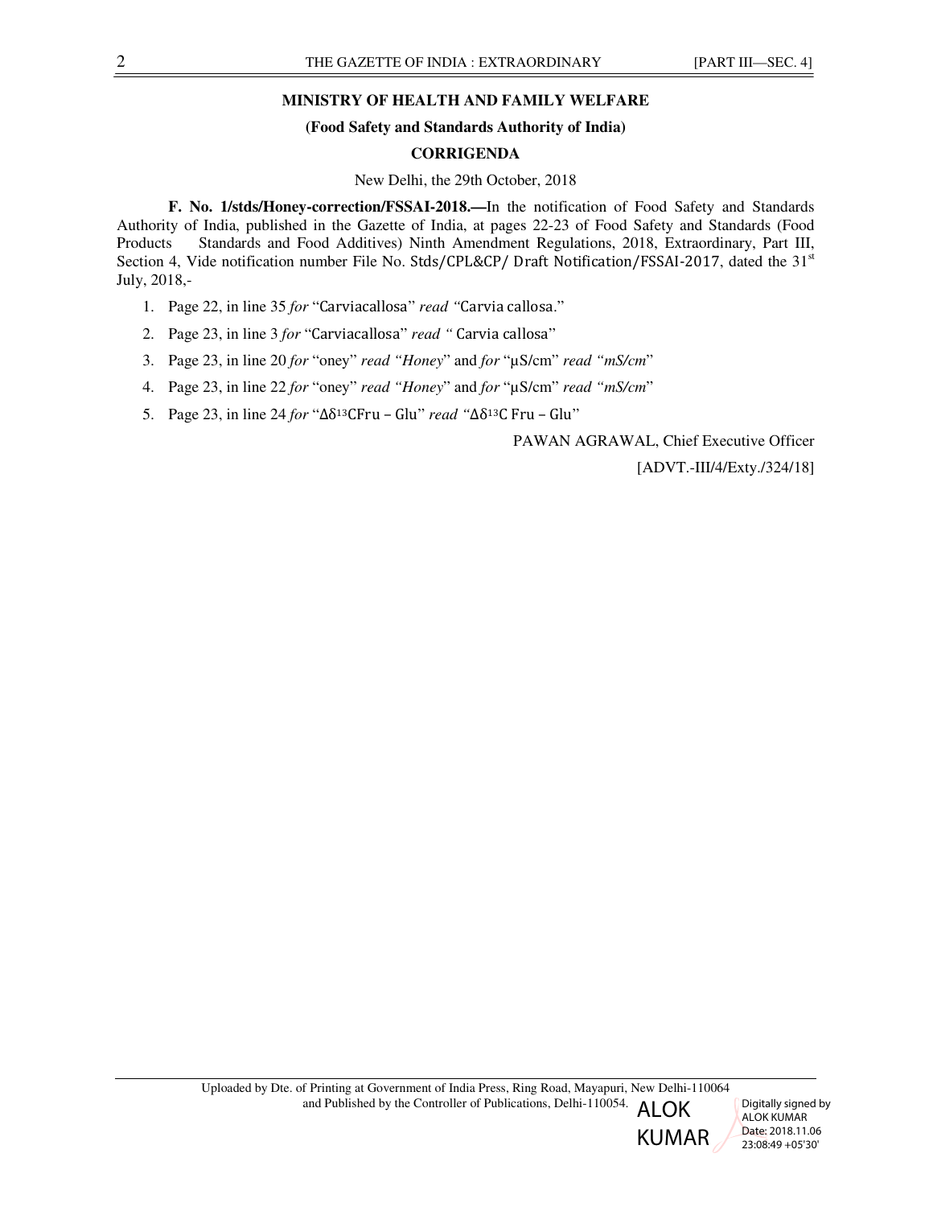**MINISTRY OF HEALTH AND FAMILY WELFARE**

**(Food Safety and Standards Authority of India)**

**CORRIGENDA**

New Delhi, the 29th October, 2018

**F. No. 1/stds/Honey-correction/FSSAI-2018.—**In the notification of Food Safety and Standards Authority of India, published in the Gazette of India, at pages 22-23 of Food Safety and Standards (Food Products Standards and Food Additives) Ninth Amendment Regulations, 2018, Extraordinary, Part III, Section 4, Vide notification number File No. Stds/CPL&CP/ Draft Notification/FSSAI-2017, dated the 31st July, 2018,-

1. Page 22, in line 35 *for* "Carviacallosa" *read* "Carvia callosa."
2. Page 23, in line 3 *for* "Carviacallosa" *read* " Carvia callosa"
3. Page 23, in line 20 *for* "oney" *read "Honey*" and *for* "μS/cm" *read "mS/cm*"
4. Page 23, in line 22 *for* "oney" *read "Honey*" and *for* "μS/cm" *read "mS/cm*"
5. Page 23, in line 24 *for* "$\Delta\delta^{13}$CFru – Glu" *read* "$\Delta\delta^{13}$C Fru – Glu"

PAWAN AGRAWAL, Chief Executive Officer

[ADVT.-III/4/Exty./324/18]

Uploaded by Dte. of Printing at Government of India Press, Ring Road, Mayapuri, New Delhi-110064 and Published by the Controller of Publications, Delhi-110054.